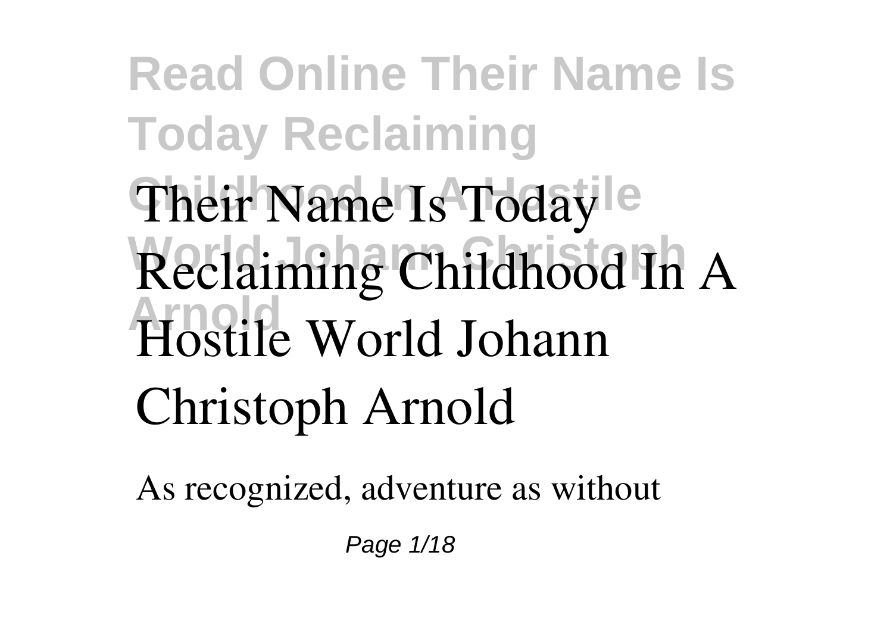# Their Name Is Today Reclaiming Childhood In A Hostile World Johann Christoph Arnold

As recognized, adventure as without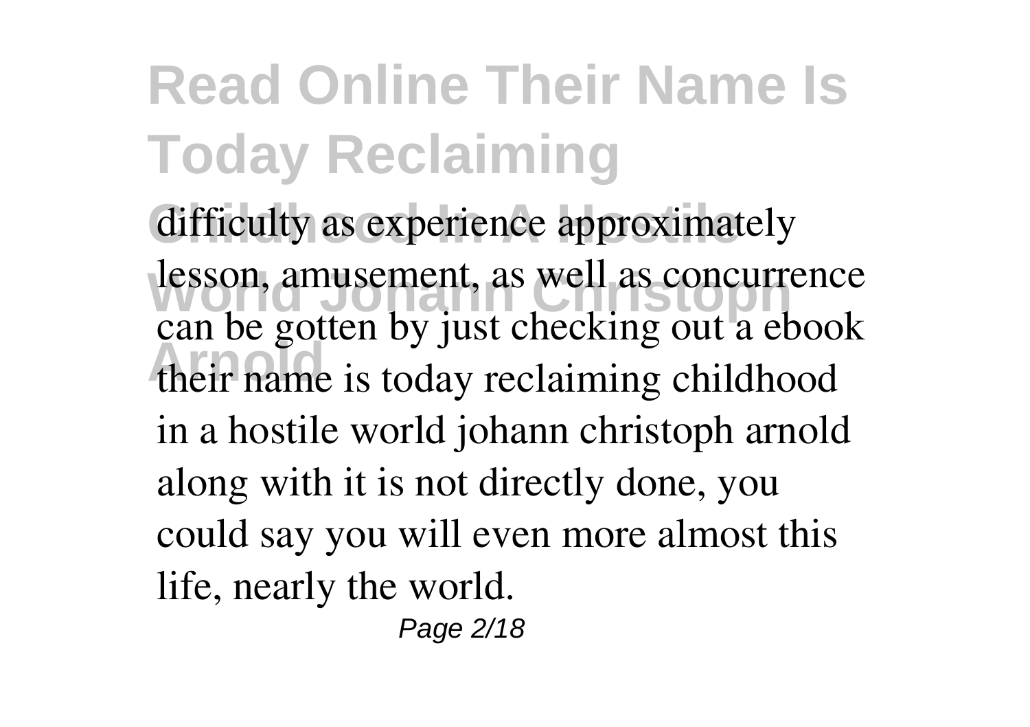difficulty as experience approximately lesson, amusement, as well as concurrence can be gotten by just checking out a ebook their name is today reclaiming childhood in a hostile world johann christoph arnold along with it is not directly done, you could say you will even more almost this life, nearly the world.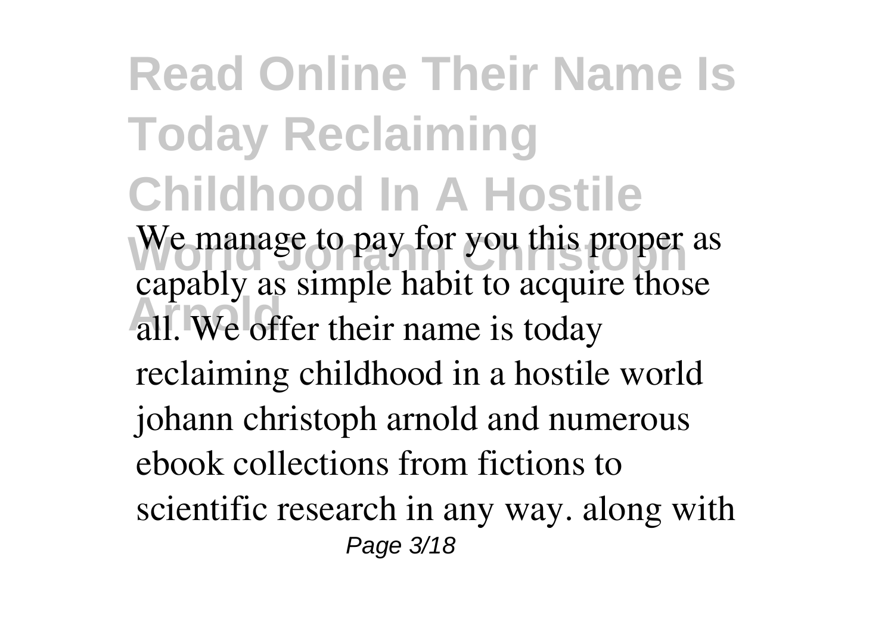# Read Online Their Name Is Today Reclaiming Childhood In A Hostile World Johann Christoph Arnold

We manage to pay for you this proper as capably as simple habit to acquire those all. We offer their name is today reclaiming childhood in a hostile world johann christoph arnold and numerous ebook collections from fictions to scientific research in any way. along with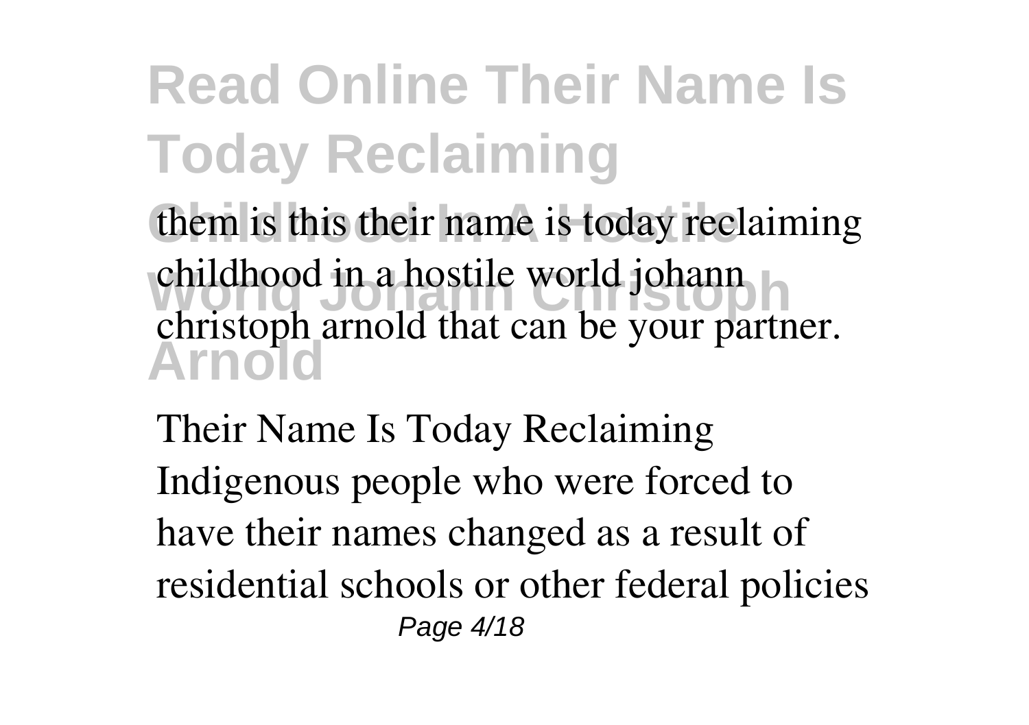them is this their name is today reclaiming childhood in a hostile world johann christoph arnold that can be your partner.

Their Name Is Today Reclaiming
Indigenous people who were forced to have their names changed as a result of residential schools or other federal policies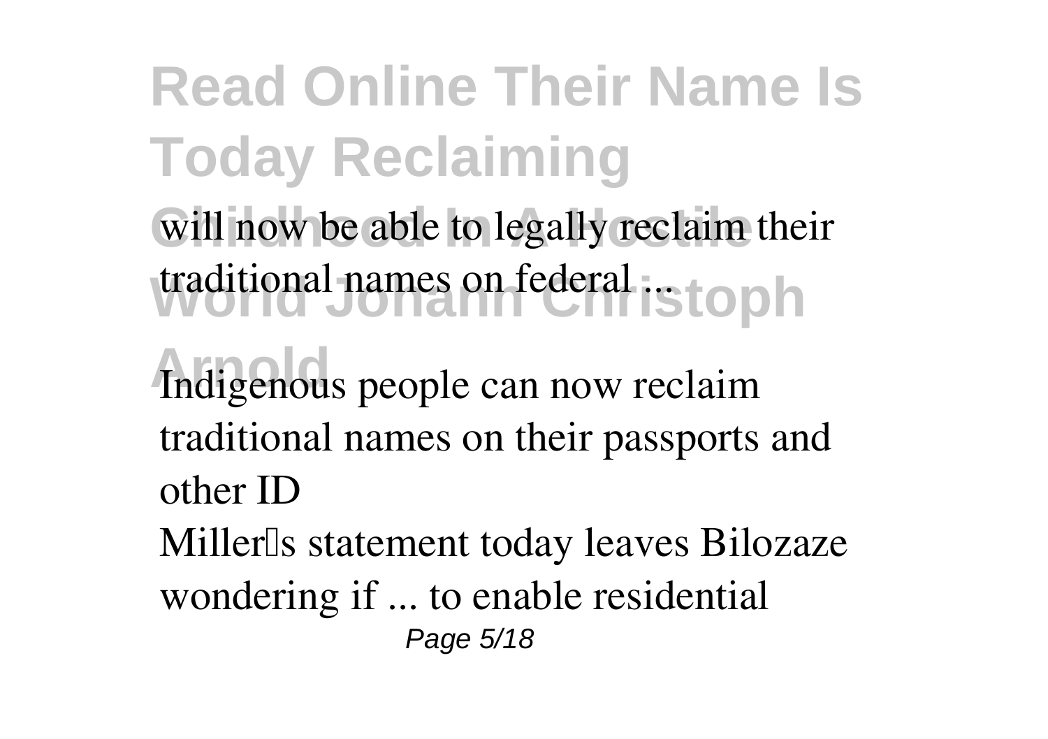will now be able to legally reclaim their traditional names on federal ...

**Indigenous people can now reclaim traditional names on their passports and other ID**

Miller's statement today leaves Bilozaze wondering if ... to enable residential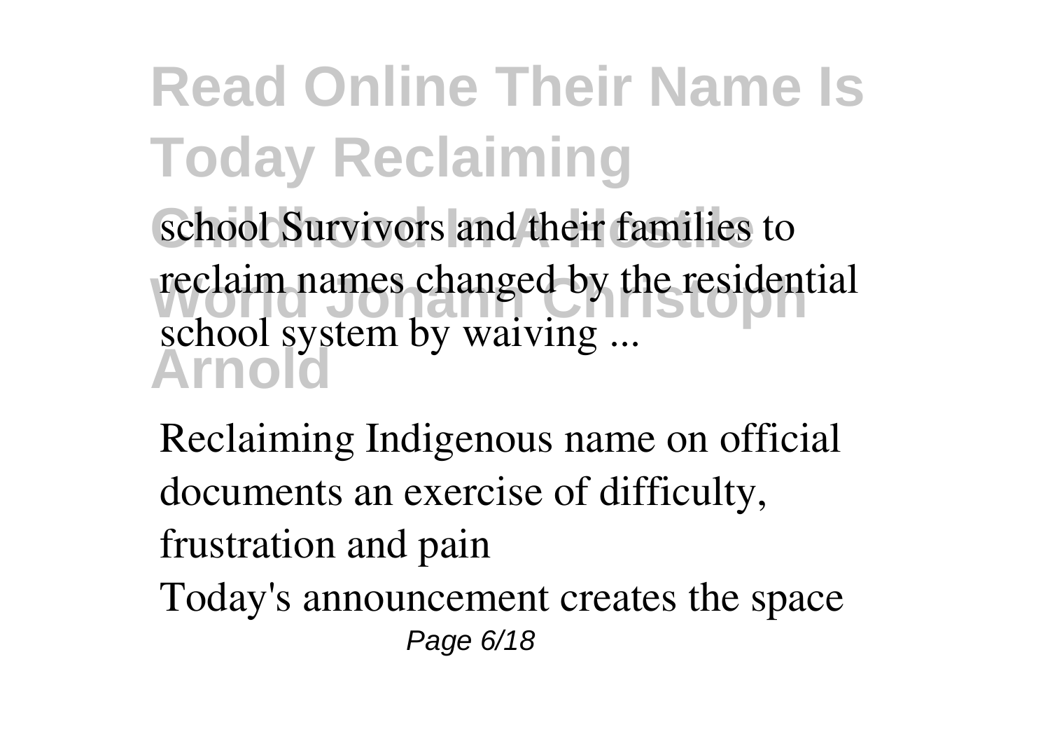school Survivors and their families to reclaim names changed by the residential school system by waiving ...

Reclaiming Indigenous name on official documents an exercise of difficulty, frustration and pain

Today's announcement creates the space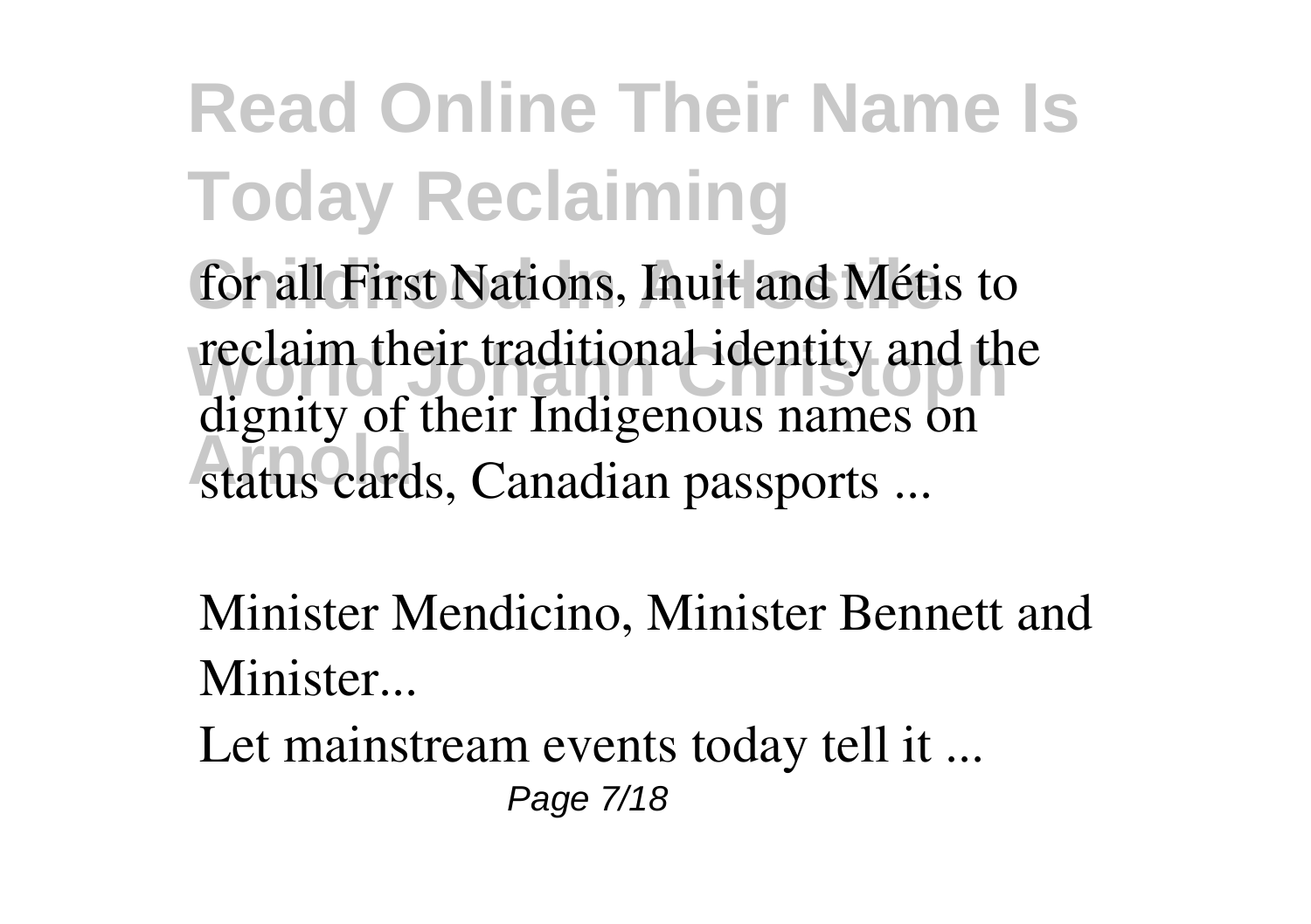for all First Nations, Inuit and Métis to reclaim their traditional identity and the dignity of their Indigenous names on status cards, Canadian passports ...

Minister Mendicino, Minister Bennett and Minister...

Let mainstream events today tell it ...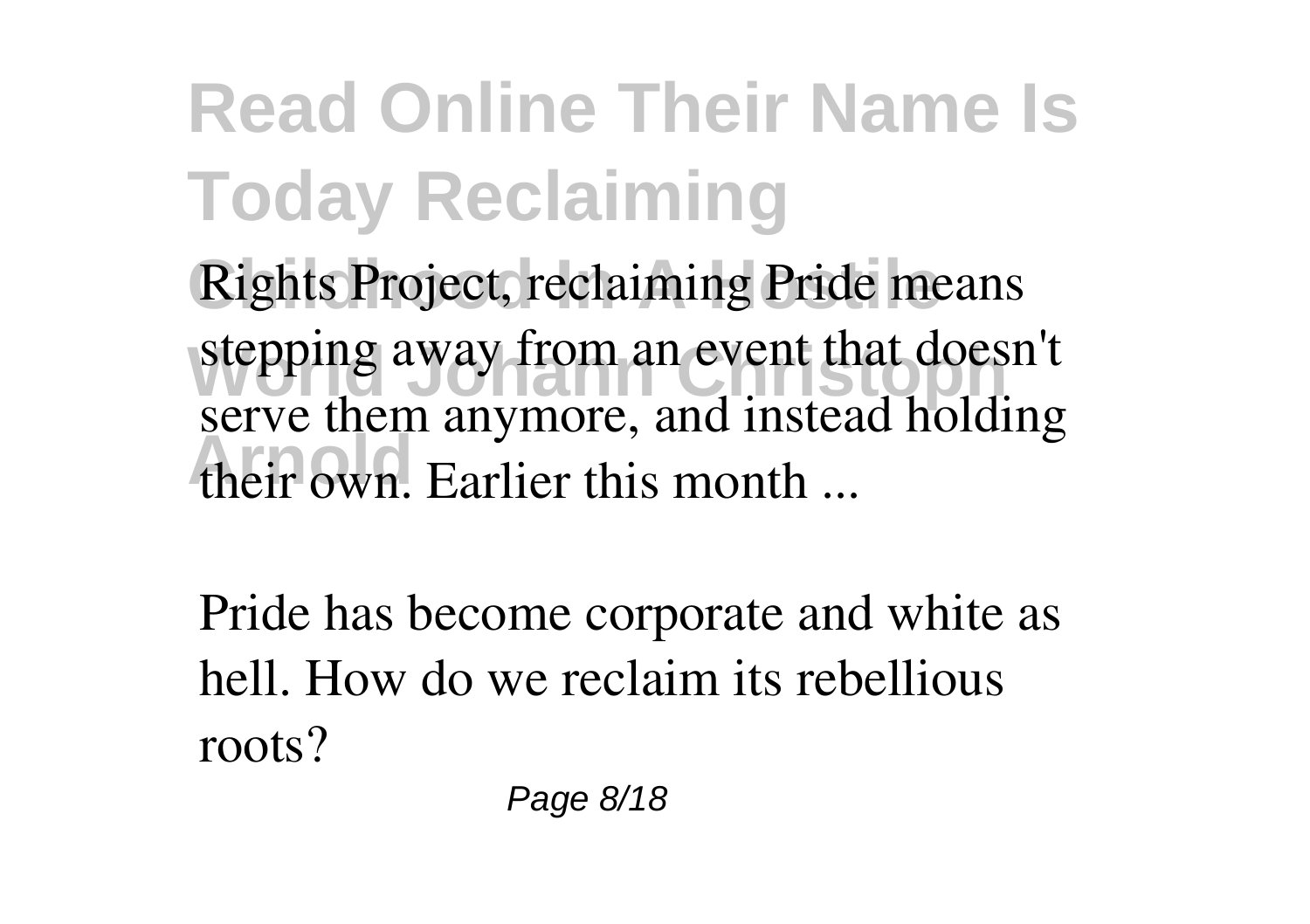Rights Project, reclaiming Pride means stepping away from an event that doesn't serve them anymore, and instead holding their own. Earlier this month ...

Pride has become corporate and white as hell. How do we reclaim its rebellious roots?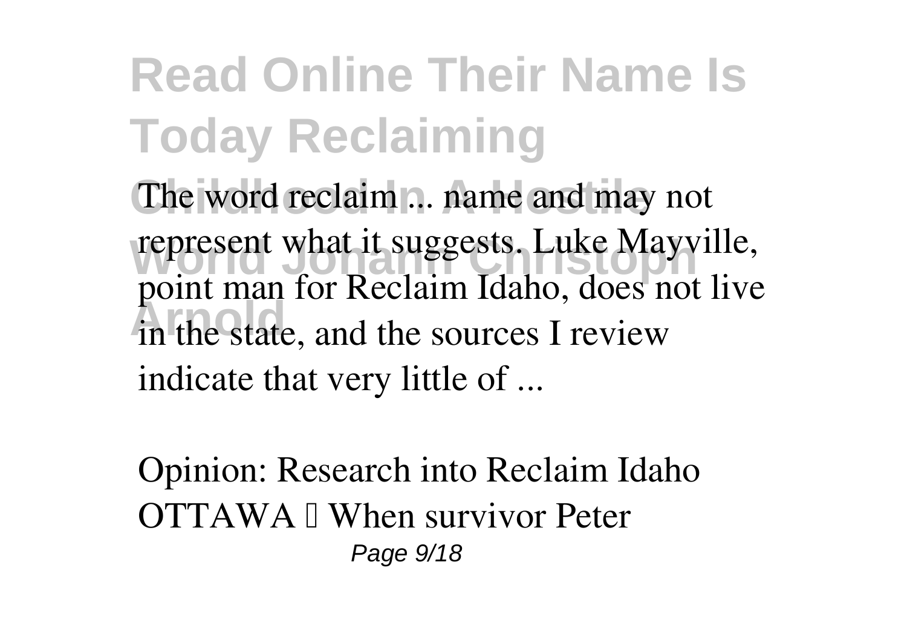The word reclaim ... name and may not represent what it suggests. Luke Mayville, point man for Reclaim Idaho, does not live in the state, and the sources I review indicate that very little of ...

Opinion: Research into Reclaim Idaho

OTTAWA — When survivor Peter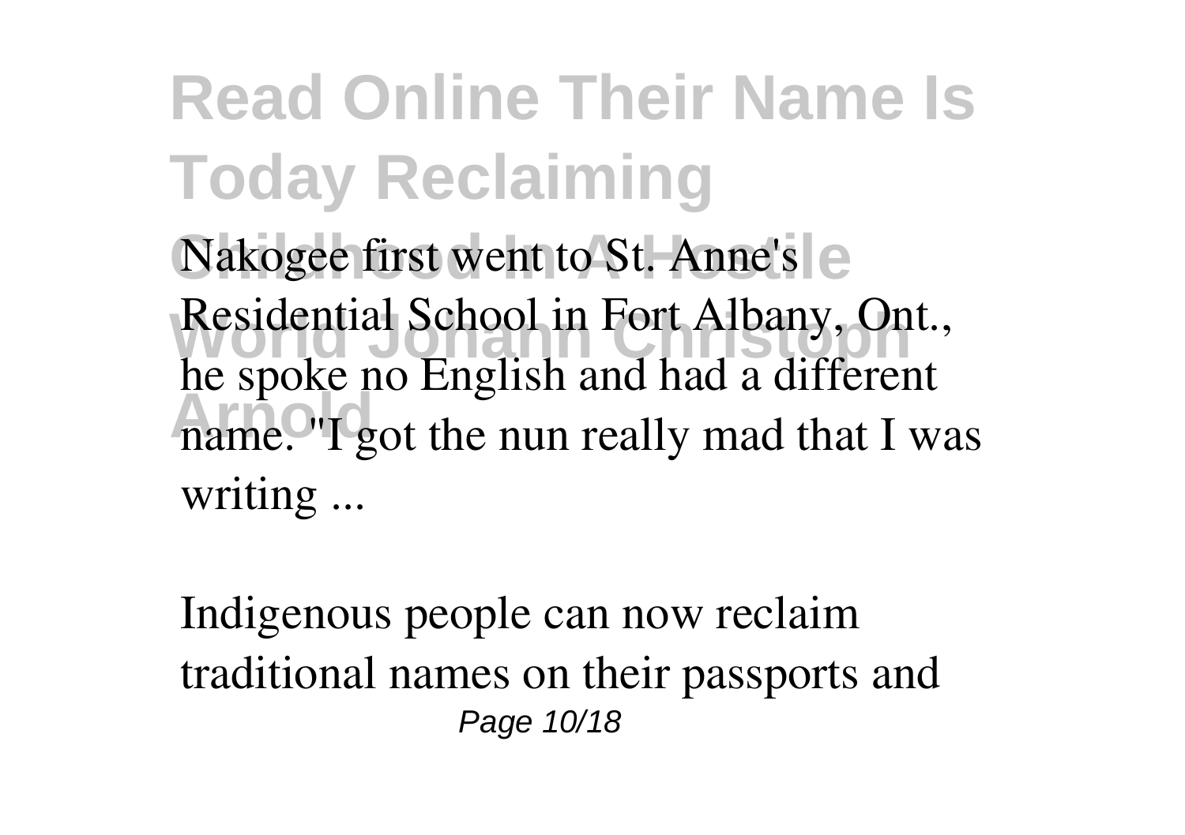Nakogee first went to St. Anne's Residential School in Fort Albany, Ont., he spoke no English and had a different name. "I got the nun really mad that I was writing ...

Indigenous people can now reclaim traditional names on their passports and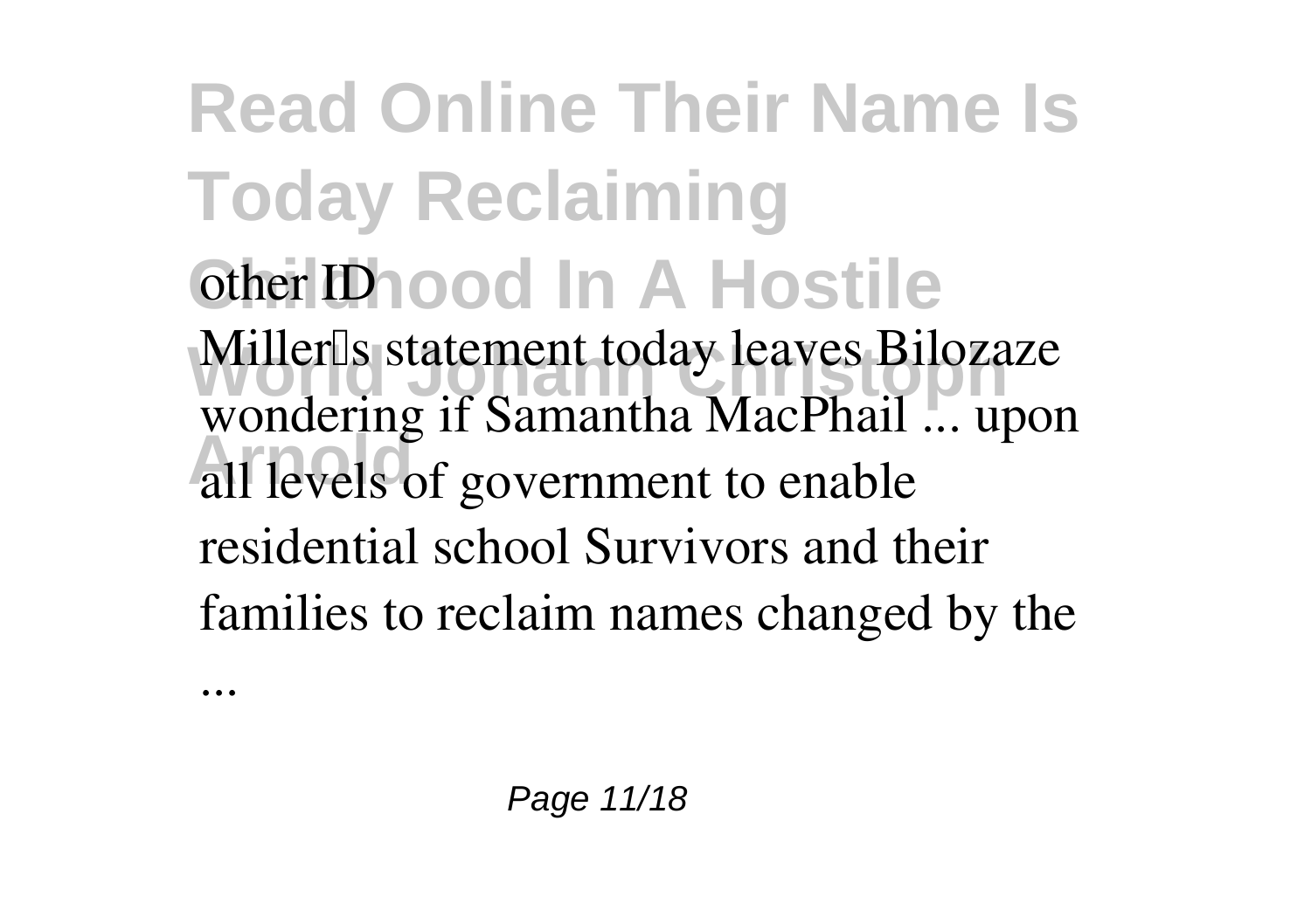other ID

Miller's statement today leaves Bilozaze wondering if Samantha MacPhail ... upon all levels of government to enable residential school Survivors and their families to reclaim names changed by the ...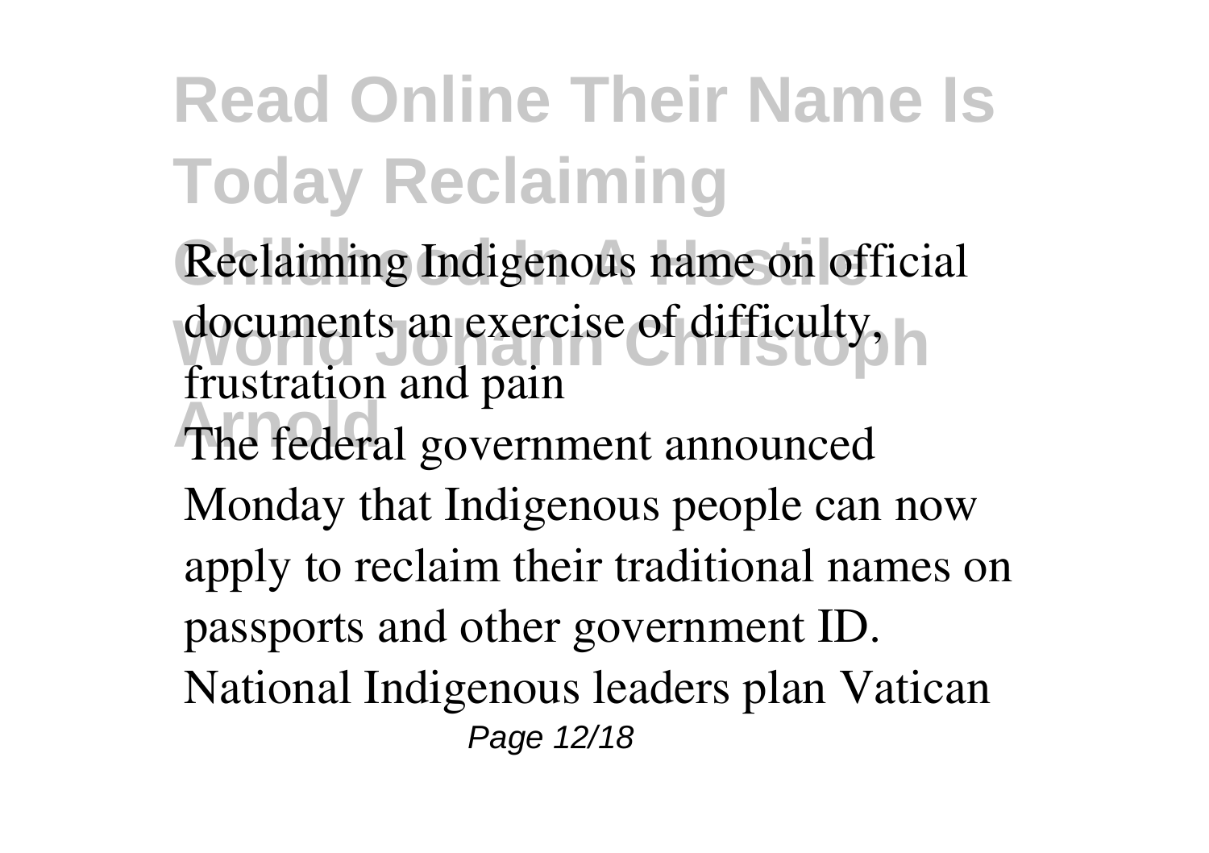Reclaiming Indigenous name on official documents an exercise of difficulty, frustration and pain

The federal government announced Monday that Indigenous people can now apply to reclaim their traditional names on passports and other government ID.

National Indigenous leaders plan Vatican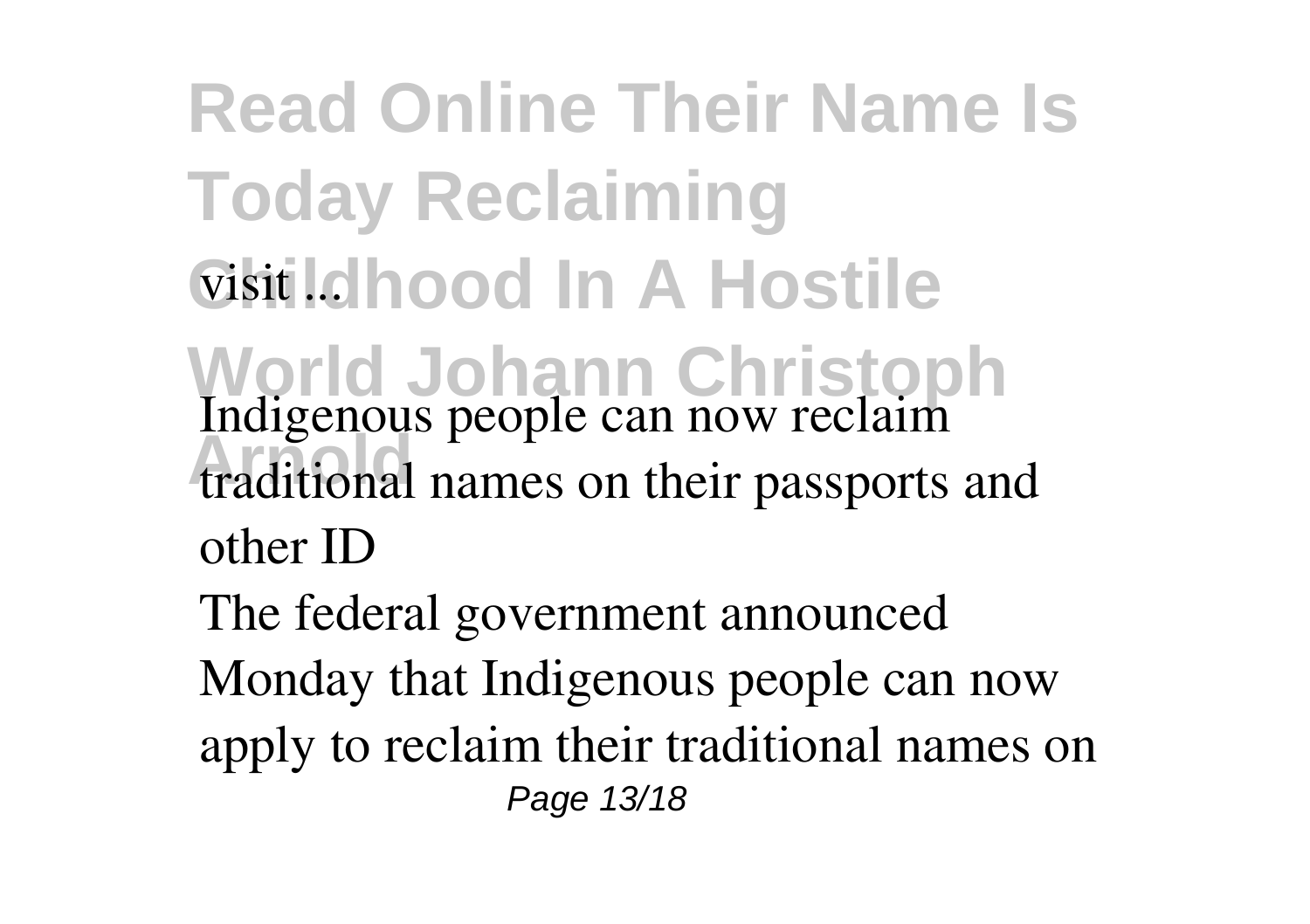visit ...

Indigenous people can now reclaim traditional names on their passports and other ID

The federal government announced Monday that Indigenous people can now apply to reclaim their traditional names on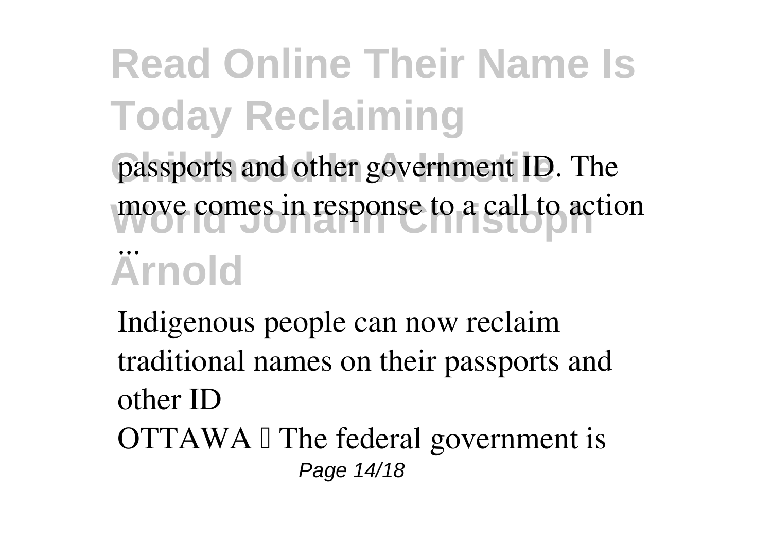passports and other government ID. The move comes in response to a call to action ...

Indigenous people can now reclaim traditional names on their passports and other ID

OTTAWA — The federal government is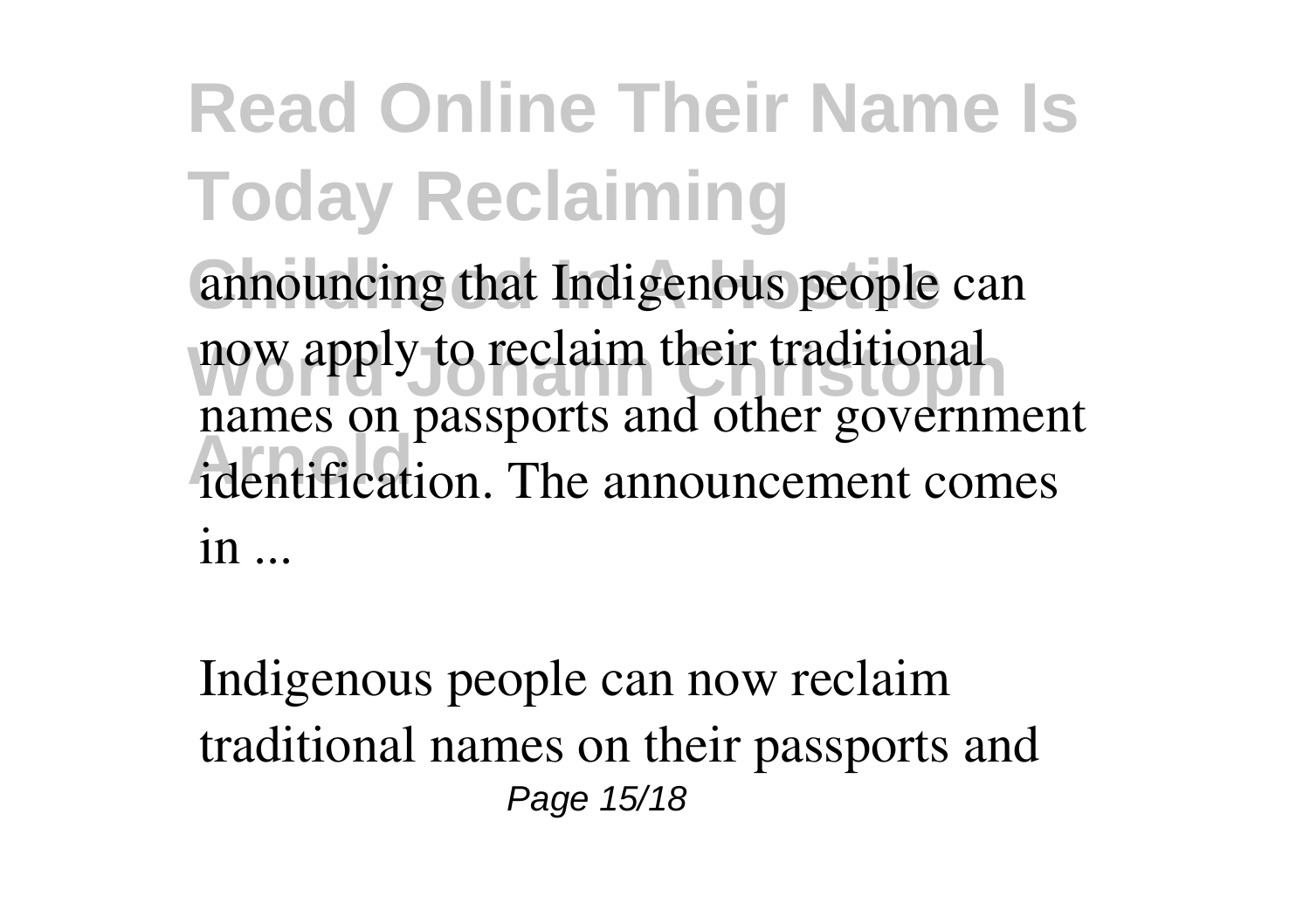announcing that Indigenous people can now apply to reclaim their traditional names on passports and other government identification. The announcement comes in ...

Indigenous people can now reclaim traditional names on their passports and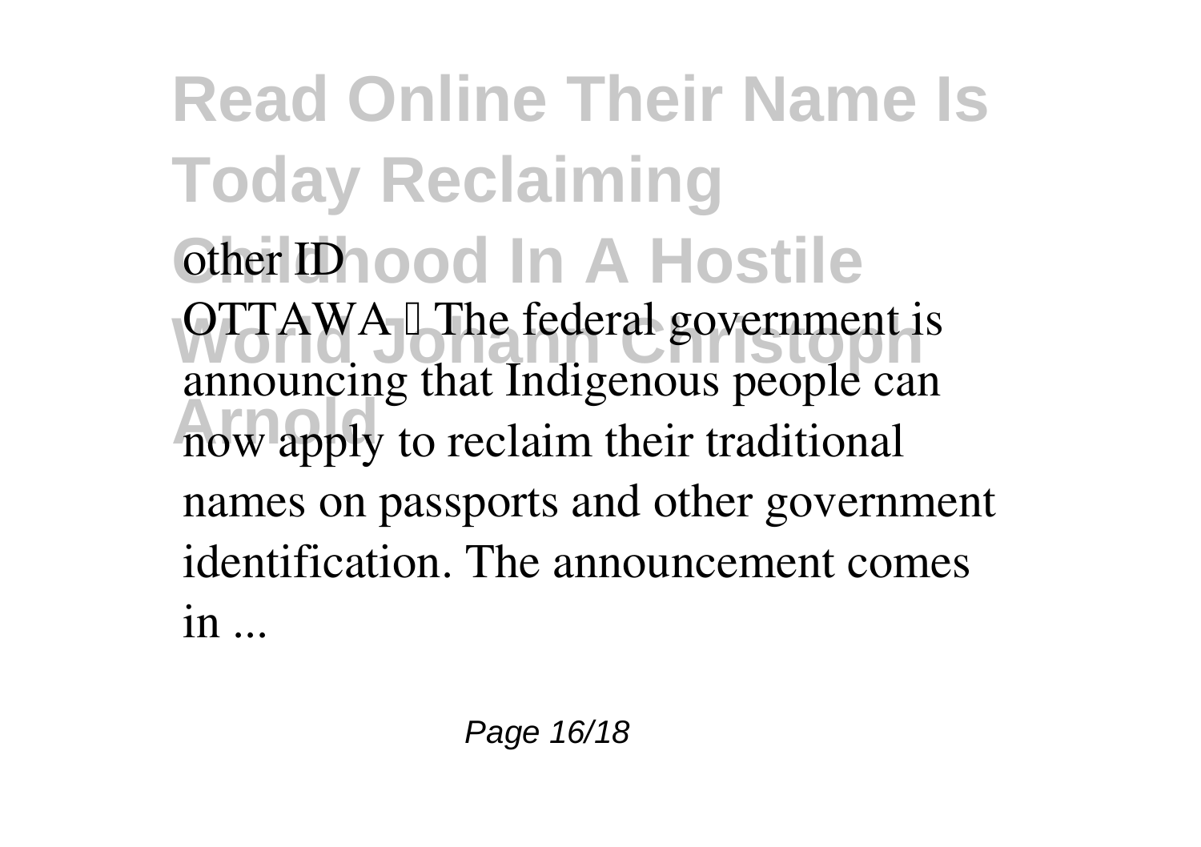other ID

OTTAWA — The federal government is announcing that Indigenous people can now apply to reclaim their traditional names on passports and other government identification. The announcement comes in ...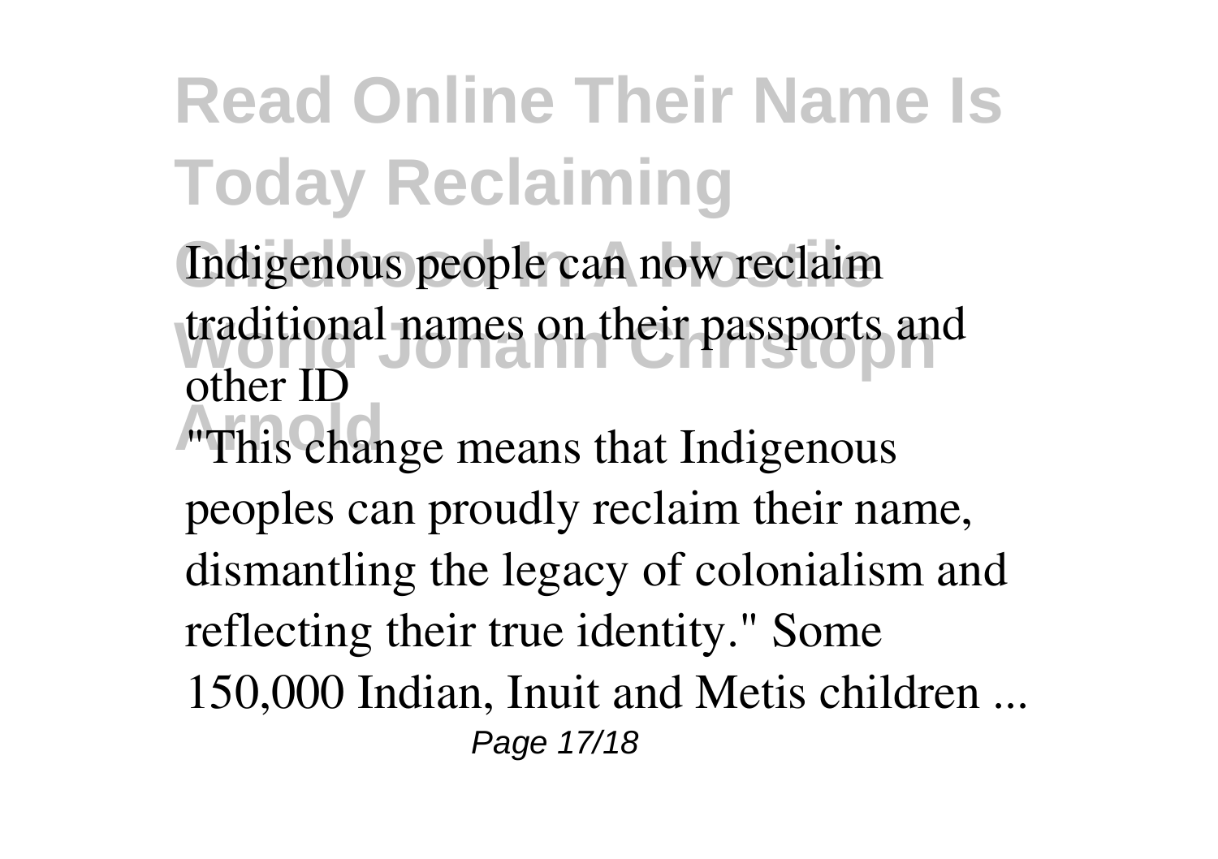Indigenous people can now reclaim traditional names on their passports and other ID

"This change means that Indigenous peoples can proudly reclaim their name, dismantling the legacy of colonialism and reflecting their true identity." Some 150,000 Indian, Inuit and Metis children ...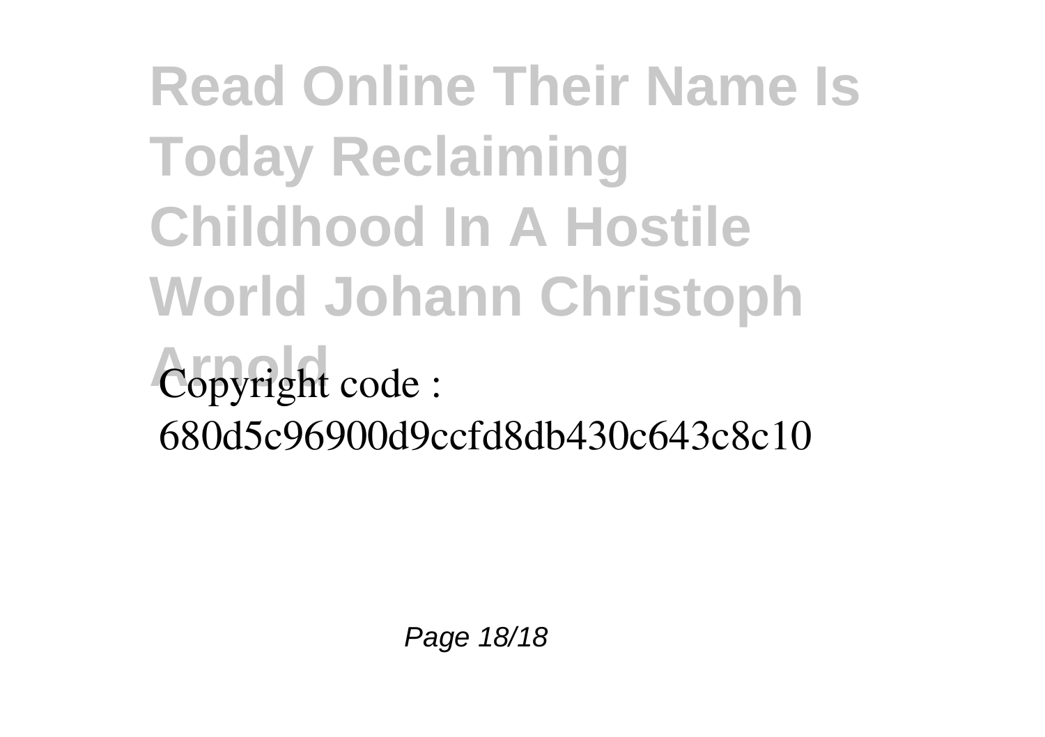Copyright code : 680d5c96900d9ccfd8db430c643c8c10